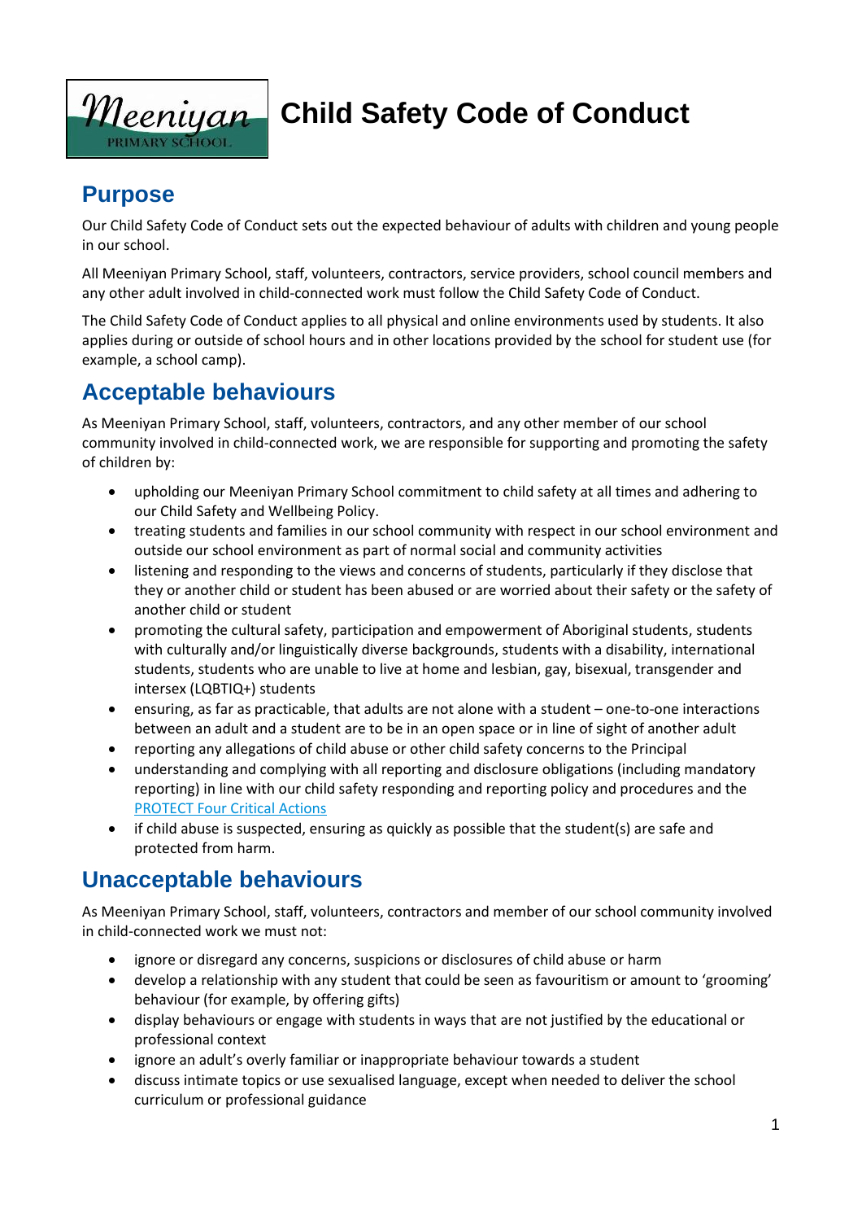# Child Safety Code of Conduct

## Purpose

Our Child Safety Code of Conduct sets out the expected behaviour of adults with children and young people in our school.

All Meeniyan Primary School, staff, volunteers, contractors, service providers, school council members and any other adult involved in child-connected work must follow the Child Safety Code of Conduct.

The Child Safety Code of Conduct applies to all physical and online environments used by students. It also applies during or outside of school hours and in other locations provided by the school for student use (for example, a school camp).

## Acceptable behaviours

As Meeniyan Primary School, staff, volunteers, contractors, and any other member of our school community involved in child-connected work, we are responsible for supporting and promoting the safety of children by:

- upholding our Meeniyan Primary School commitment to child safety at all times and adhering to our Child Safety and Wellbeing Policy.
- treating students and families in our school community with respect in our school environment and outside our school environment as part of normal social and community activities
- listening and responding to the views and concerns of students, particularly if they disclose that they or another child or student has been abused or are worried about their safety or the safety of another child or student
- promoting the cultural safety, participation and empowerment of Aboriginal students, students with culturally and/or linguistically diverse backgrounds, students with a disability, international students, students who are unable to live at home and lesbian, gay, bisexual, transgender and intersex (LQBTIQ+) students
- ensuring, as far as practicable, that adults are not alone with a student – one-to-one interactions between an adult and a student are to be in an open space or in line of sight of another adult
- reporting any allegations of child abuse or other child safety concerns to the Principal
- understanding and complying with all reporting and disclosure obligations (including mandatory reporting) in line with our child safety responding and reporting policy and procedures and the PROTECT Four Critical Actions
- if child abuse is suspected, ensuring as quickly as possible that the student(s) are safe and protected from harm.

## Unacceptable behaviours

As Meeniyan Primary School, staff, volunteers, contractors and member of our school community involved in child-connected work we must not:

- ignore or disregard any concerns, suspicions or disclosures of child abuse or harm
- develop a relationship with any student that could be seen as favouritism or amount to 'grooming' behaviour (for example, by offering gifts)
- display behaviours or engage with students in ways that are not justified by the educational or professional context
- ignore an adult's overly familiar or inappropriate behaviour towards a student
- discuss intimate topics or use sexualised language, except when needed to deliver the school curriculum or professional guidance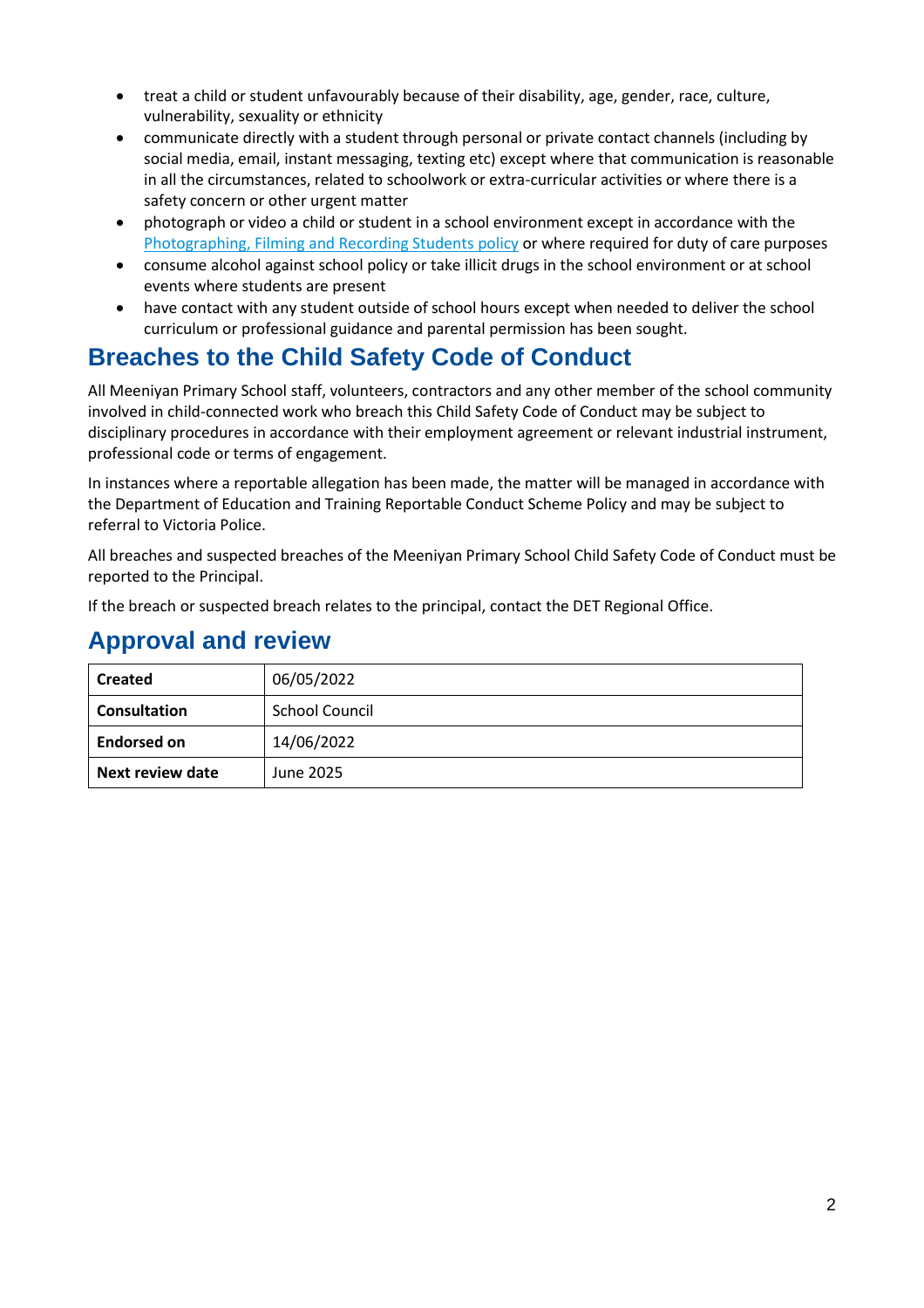- treat a child or student unfavourably because of their disability, age, gender, race, culture, vulnerability, sexuality or ethnicity
- communicate directly with a student through personal or private contact channels (including by social media, email, instant messaging, texting etc) except where that communication is reasonable in all the circumstances, related to schoolwork or extra-curricular activities or where there is a safety concern or other urgent matter
- photograph or video a child or student in a school environment except in accordance with the [Photographing, Filming and Recording Students policy] or where required for duty of care purposes
- consume alcohol against school policy or take illicit drugs in the school environment or at school events where students are present
- have contact with any student outside of school hours except when needed to deliver the school curriculum or professional guidance and parental permission has been sought.

## Breaches to the Child Safety Code of Conduct

All Meeniyan Primary School staff, volunteers, contractors and any other member of the school community involved in child-connected work who breach this Child Safety Code of Conduct may be subject to disciplinary procedures in accordance with their employment agreement or relevant industrial instrument, professional code or terms of engagement.

In instances where a reportable allegation has been made, the matter will be managed in accordance with the Department of Education and Training Reportable Conduct Scheme Policy and may be subject to referral to Victoria Police.

All breaches and suspected breaches of the Meeniyan Primary School Child Safety Code of Conduct must be reported to the Principal.

If the breach or suspected breach relates to the principal, contact the DET Regional Office.

## Approval and review

| | |
|---|---|
| **Created** | 06/05/2022 |
| **Consultation** | School Council |
| **Endorsed on** | 14/06/2022 |
| **Next review date** | June 2025 |